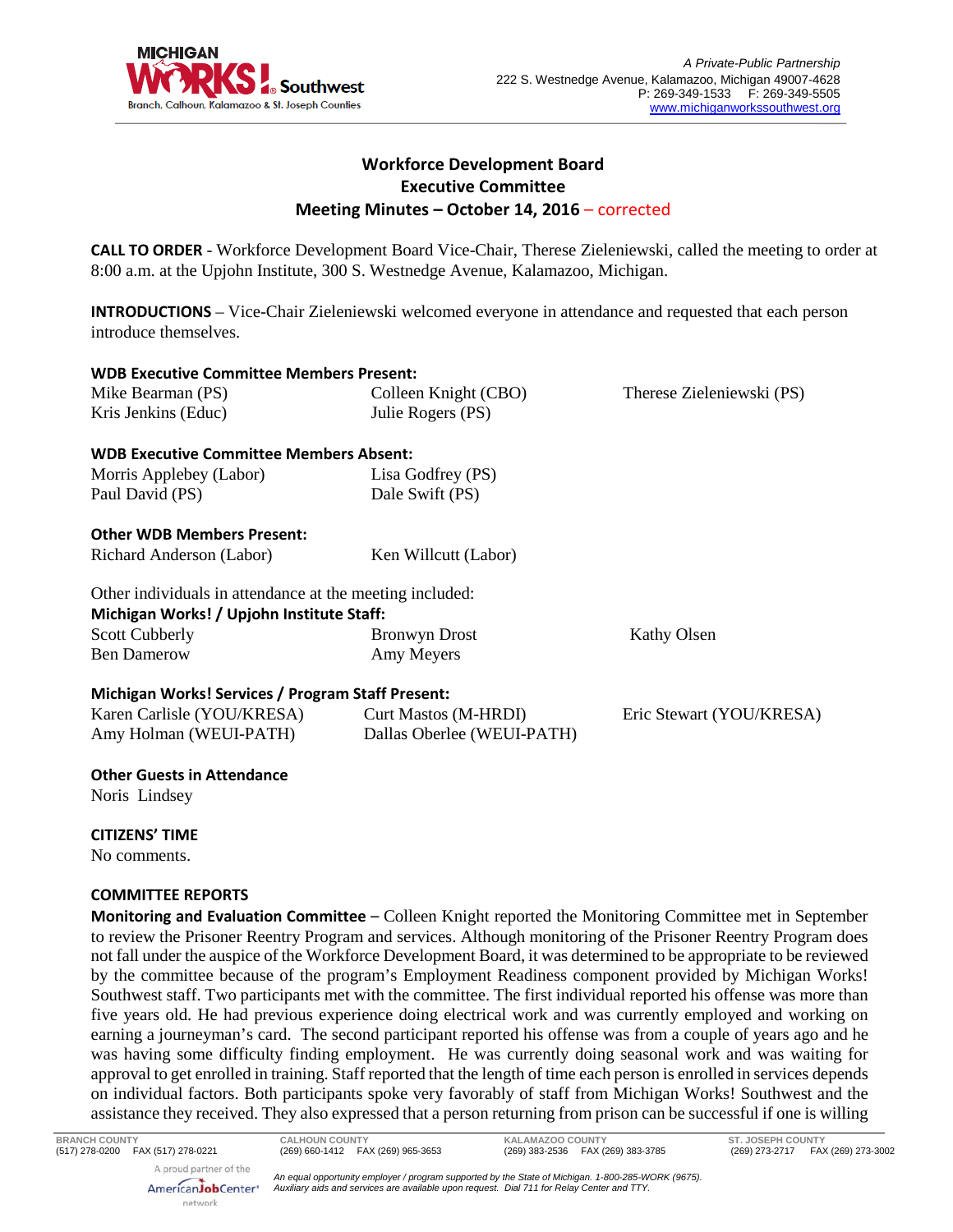A Private-Public Partnership
222 S. Westnedge Avenue, Kalamazoo, Michigan 49007-4628
P: 269-349-1533 F: 269-349-5505
www.michiganworkssouthwest.org

# Workforce Development Board
## Executive Committee
## Meeting Minutes – October 14, 2016 – corrected

**CALL TO ORDER** - Workforce Development Board Vice-Chair, Therese Zieleniewski, called the meeting to order at 8:00 a.m. at the Upjohn Institute, 300 S. Westnedge Avenue, Kalamazoo, Michigan.

**INTRODUCTIONS** – Vice-Chair Zieleniewski welcomed everyone in attendance and requested that each person introduce themselves.

**WDB Executive Committee Members Present:**

Mike Bearman (PS)
Kris Jenkins (Educ)
Colleen Knight (CBO)
Julie Rogers (PS)
Therese Zieleniewski (PS)

**WDB Executive Committee Members Absent:**

Morris Applebey (Labor)
Paul David (PS)
Lisa Godfrey (PS)
Dale Swift (PS)

**Other WDB Members Present:**

Richard Anderson (Labor)
Ken Willcutt (Labor)

Other individuals in attendance at the meeting included:

**Michigan Works! / Upjohn Institute Staff:**

Scott Cubberly
Ben Damerow
Bronwyn Drost
Amy Meyers
Kathy Olsen

**Michigan Works! Services / Program Staff Present:**

Karen Carlisle (YOU/KRESA)
Amy Holman (WEUI-PATH)
Curt Mastos (M-HRDI)
Dallas Oberlee (WEUI-PATH)
Eric Stewart (YOU/KRESA)

**Other Guests in Attendance**

Noris Lindsey

**CITIZENS' TIME**

No comments.

**COMMITTEE REPORTS**

**Monitoring and Evaluation Committee** – Colleen Knight reported the Monitoring Committee met in September to review the Prisoner Reentry Program and services. Although monitoring of the Prisoner Reentry Program does not fall under the auspice of the Workforce Development Board, it was determined to be appropriate to be reviewed by the committee because of the program's Employment Readiness component provided by Michigan Works! Southwest staff. Two participants met with the committee. The first individual reported his offense was more than five years old. He had previous experience doing electrical work and was currently employed and working on earning a journeyman's card. The second participant reported his offense was from a couple of years ago and he was having some difficulty finding employment. He was currently doing seasonal work and was waiting for approval to get enrolled in training. Staff reported that the length of time each person is enrolled in services depends on individual factors. Both participants spoke very favorably of staff from Michigan Works! Southwest and the assistance they received. They also expressed that a person returning from prison can be successful if one is willing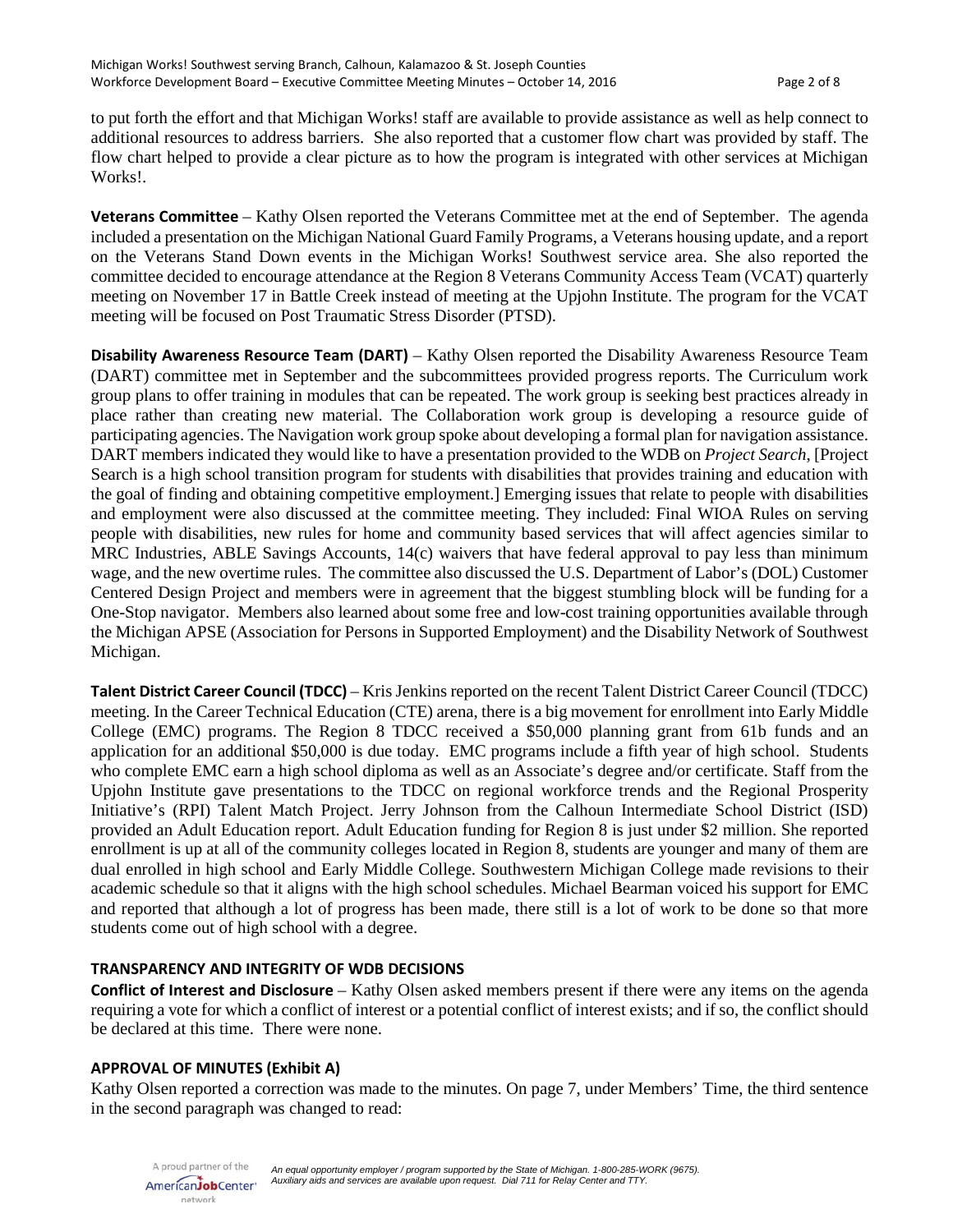to put forth the effort and that Michigan Works! staff are available to provide assistance as well as help connect to additional resources to address barriers. She also reported that a customer flow chart was provided by staff. The flow chart helped to provide a clear picture as to how the program is integrated with other services at Michigan Works!.

**Veterans Committee** – Kathy Olsen reported the Veterans Committee met at the end of September. The agenda included a presentation on the Michigan National Guard Family Programs, a Veterans housing update, and a report on the Veterans Stand Down events in the Michigan Works! Southwest service area. She also reported the committee decided to encourage attendance at the Region 8 Veterans Community Access Team (VCAT) quarterly meeting on November 17 in Battle Creek instead of meeting at the Upjohn Institute. The program for the VCAT meeting will be focused on Post Traumatic Stress Disorder (PTSD).

**Disability Awareness Resource Team (DART)** – Kathy Olsen reported the Disability Awareness Resource Team (DART) committee met in September and the subcommittees provided progress reports. The Curriculum work group plans to offer training in modules that can be repeated. The work group is seeking best practices already in place rather than creating new material. The Collaboration work group is developing a resource guide of participating agencies. The Navigation work group spoke about developing a formal plan for navigation assistance. DART members indicated they would like to have a presentation provided to the WDB on *Project Search*, [Project Search is a high school transition program for students with disabilities that provides training and education with the goal of finding and obtaining competitive employment.] Emerging issues that relate to people with disabilities and employment were also discussed at the committee meeting. They included: Final WIOA Rules on serving people with disabilities, new rules for home and community based services that will affect agencies similar to MRC Industries, ABLE Savings Accounts, 14(c) waivers that have federal approval to pay less than minimum wage, and the new overtime rules. The committee also discussed the U.S. Department of Labor's (DOL) Customer Centered Design Project and members were in agreement that the biggest stumbling block will be funding for a One-Stop navigator. Members also learned about some free and low-cost training opportunities available through the Michigan APSE (Association for Persons in Supported Employment) and the Disability Network of Southwest Michigan.

**Talent District Career Council (TDCC)** – Kris Jenkins reported on the recent Talent District Career Council (TDCC) meeting. In the Career Technical Education (CTE) arena, there is a big movement for enrollment into Early Middle College (EMC) programs. The Region 8 TDCC received a $50,000 planning grant from 61b funds and an application for an additional $50,000 is due today. EMC programs include a fifth year of high school. Students who complete EMC earn a high school diploma as well as an Associate's degree and/or certificate. Staff from the Upjohn Institute gave presentations to the TDCC on regional workforce trends and the Regional Prosperity Initiative's (RPI) Talent Match Project. Jerry Johnson from the Calhoun Intermediate School District (ISD) provided an Adult Education report. Adult Education funding for Region 8 is just under $2 million. She reported enrollment is up at all of the community colleges located in Region 8, students are younger and many of them are dual enrolled in high school and Early Middle College. Southwestern Michigan College made revisions to their academic schedule so that it aligns with the high school schedules. Michael Bearman voiced his support for EMC and reported that although a lot of progress has been made, there still is a lot of work to be done so that more students come out of high school with a degree.

## TRANSPARENCY AND INTEGRITY OF WDB DECISIONS

**Conflict of Interest and Disclosure** – Kathy Olsen asked members present if there were any items on the agenda requiring a vote for which a conflict of interest or a potential conflict of interest exists; and if so, the conflict should be declared at this time. There were none.

## APPROVAL OF MINUTES (Exhibit A)

Kathy Olsen reported a correction was made to the minutes. On page 7, under Members' Time, the third sentence in the second paragraph was changed to read: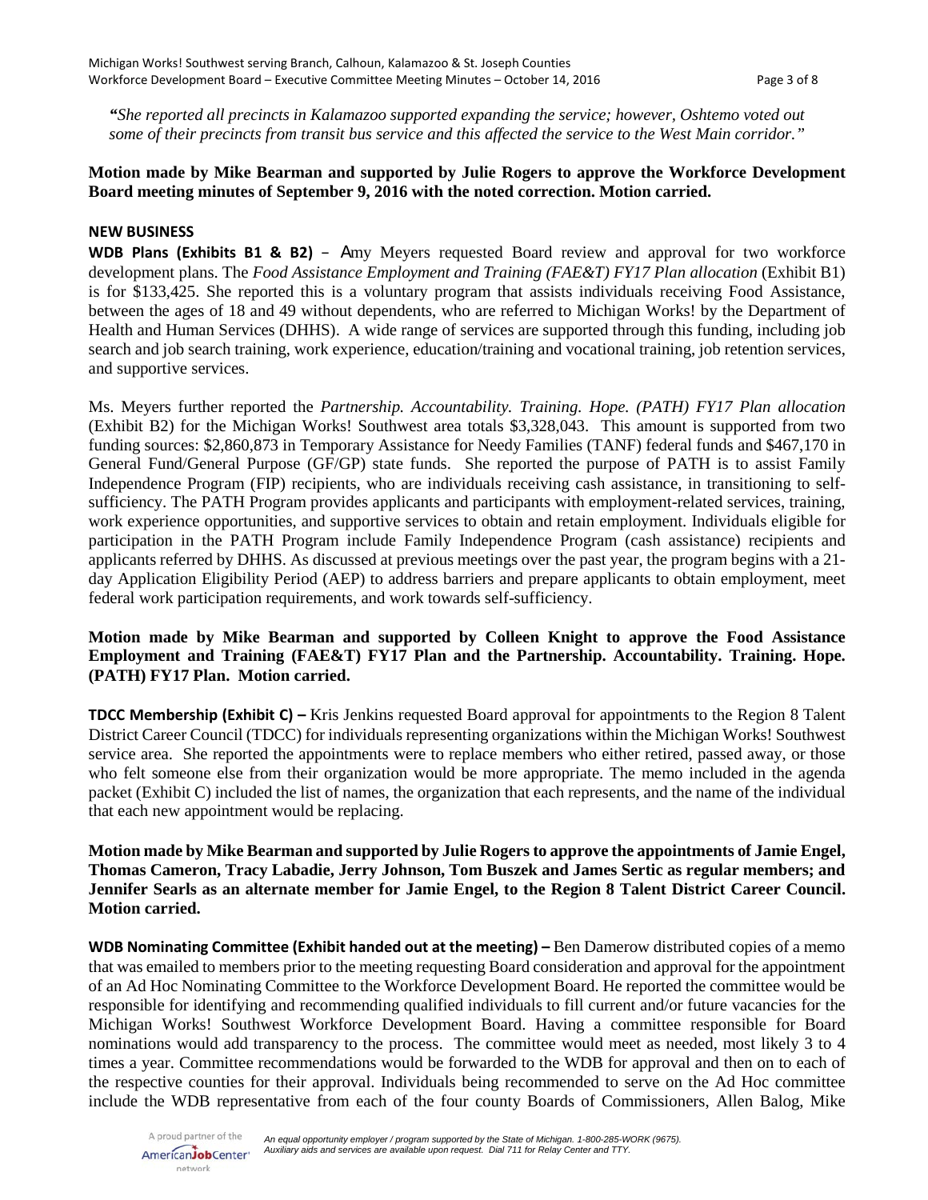*"She reported all precincts in Kalamazoo supported expanding the service; however, Oshtemo voted out some of their precincts from transit bus service and this affected the service to the West Main corridor."*

**Motion made by Mike Bearman and supported by Julie Rogers to approve the Workforce Development Board meeting minutes of September 9, 2016 with the noted correction. Motion carried.**

**NEW BUSINESS**

**WDB Plans (Exhibits B1 & B2)** – Amy Meyers requested Board review and approval for two workforce development plans. The *Food Assistance Employment and Training (FAE&T) FY17 Plan allocation* (Exhibit B1) is for $133,425. She reported this is a voluntary program that assists individuals receiving Food Assistance, between the ages of 18 and 49 without dependents, who are referred to Michigan Works! by the Department of Health and Human Services (DHHS). A wide range of services are supported through this funding, including job search and job search training, work experience, education/training and vocational training, job retention services, and supportive services.

Ms. Meyers further reported the *Partnership. Accountability. Training. Hope. (PATH) FY17 Plan allocation* (Exhibit B2) for the Michigan Works! Southwest area totals $3,328,043. This amount is supported from two funding sources: $2,860,873 in Temporary Assistance for Needy Families (TANF) federal funds and $467,170 in General Fund/General Purpose (GF/GP) state funds. She reported the purpose of PATH is to assist Family Independence Program (FIP) recipients, who are individuals receiving cash assistance, in transitioning to self-sufficiency. The PATH Program provides applicants and participants with employment-related services, training, work experience opportunities, and supportive services to obtain and retain employment. Individuals eligible for participation in the PATH Program include Family Independence Program (cash assistance) recipients and applicants referred by DHHS. As discussed at previous meetings over the past year, the program begins with a 21-day Application Eligibility Period (AEP) to address barriers and prepare applicants to obtain employment, meet federal work participation requirements, and work towards self-sufficiency.

**Motion made by Mike Bearman and supported by Colleen Knight to approve the Food Assistance Employment and Training (FAE&T) FY17 Plan and the Partnership. Accountability. Training. Hope. (PATH) FY17 Plan. Motion carried.**

**TDCC Membership (Exhibit C) –** Kris Jenkins requested Board approval for appointments to the Region 8 Talent District Career Council (TDCC) for individuals representing organizations within the Michigan Works! Southwest service area. She reported the appointments were to replace members who either retired, passed away, or those who felt someone else from their organization would be more appropriate. The memo included in the agenda packet (Exhibit C) included the list of names, the organization that each represents, and the name of the individual that each new appointment would be replacing.

**Motion made by Mike Bearman and supported by Julie Rogers to approve the appointments of Jamie Engel, Thomas Cameron, Tracy Labadie, Jerry Johnson, Tom Buszek and James Sertic as regular members; and Jennifer Searls as an alternate member for Jamie Engel, to the Region 8 Talent District Career Council. Motion carried.**

**WDB Nominating Committee (Exhibit handed out at the meeting) –** Ben Damerow distributed copies of a memo that was emailed to members prior to the meeting requesting Board consideration and approval for the appointment of an Ad Hoc Nominating Committee to the Workforce Development Board. He reported the committee would be responsible for identifying and recommending qualified individuals to fill current and/or future vacancies for the Michigan Works! Southwest Workforce Development Board. Having a committee responsible for Board nominations would add transparency to the process. The committee would meet as needed, most likely 3 to 4 times a year. Committee recommendations would be forwarded to the WDB for approval and then on to each of the respective counties for their approval. Individuals being recommended to serve on the Ad Hoc committee include the WDB representative from each of the four county Boards of Commissioners, Allen Balog, Mike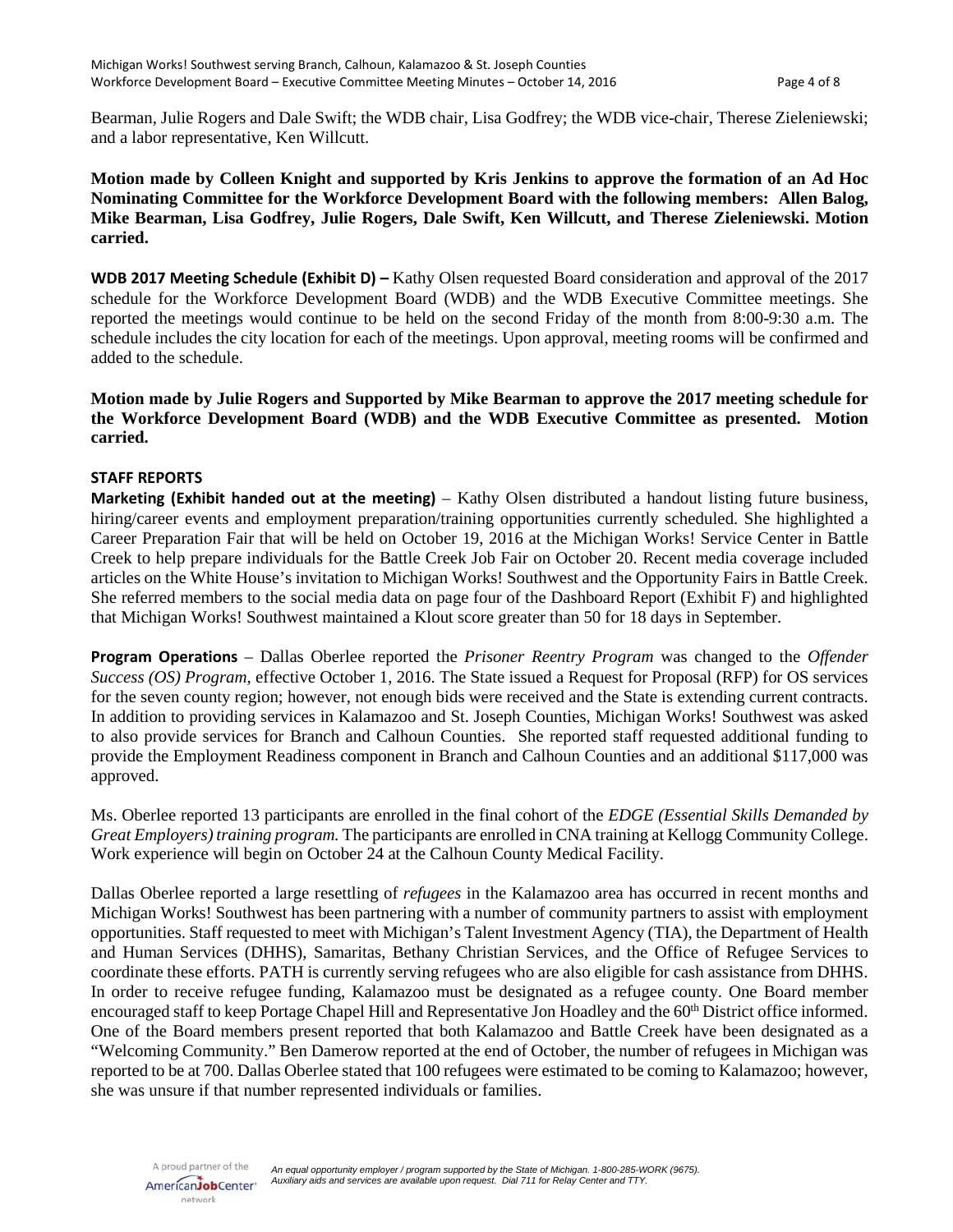Bearman, Julie Rogers and Dale Swift; the WDB chair, Lisa Godfrey; the WDB vice-chair, Therese Zieleniewski; and a labor representative, Ken Willcutt.

**Motion made by Colleen Knight and supported by Kris Jenkins to approve the formation of an Ad Hoc Nominating Committee for the Workforce Development Board with the following members: Allen Balog, Mike Bearman, Lisa Godfrey, Julie Rogers, Dale Swift, Ken Willcutt, and Therese Zieleniewski. Motion carried.**

**WDB 2017 Meeting Schedule (Exhibit D) –** Kathy Olsen requested Board consideration and approval of the 2017 schedule for the Workforce Development Board (WDB) and the WDB Executive Committee meetings. She reported the meetings would continue to be held on the second Friday of the month from 8:00-9:30 a.m. The schedule includes the city location for each of the meetings. Upon approval, meeting rooms will be confirmed and added to the schedule.

**Motion made by Julie Rogers and Supported by Mike Bearman to approve the 2017 meeting schedule for the Workforce Development Board (WDB) and the WDB Executive Committee as presented. Motion carried.**

**STAFF REPORTS**

**Marketing (Exhibit handed out at the meeting)** – Kathy Olsen distributed a handout listing future business, hiring/career events and employment preparation/training opportunities currently scheduled. She highlighted a Career Preparation Fair that will be held on October 19, 2016 at the Michigan Works! Service Center in Battle Creek to help prepare individuals for the Battle Creek Job Fair on October 20. Recent media coverage included articles on the White House's invitation to Michigan Works! Southwest and the Opportunity Fairs in Battle Creek. She referred members to the social media data on page four of the Dashboard Report (Exhibit F) and highlighted that Michigan Works! Southwest maintained a Klout score greater than 50 for 18 days in September.

**Program Operations** – Dallas Oberlee reported the *Prisoner Reentry Program* was changed to the *Offender Success (OS) Program*, effective October 1, 2016. The State issued a Request for Proposal (RFP) for OS services for the seven county region; however, not enough bids were received and the State is extending current contracts. In addition to providing services in Kalamazoo and St. Joseph Counties, Michigan Works! Southwest was asked to also provide services for Branch and Calhoun Counties. She reported staff requested additional funding to provide the Employment Readiness component in Branch and Calhoun Counties and an additional $117,000 was approved.

Ms. Oberlee reported 13 participants are enrolled in the final cohort of the *EDGE (Essential Skills Demanded by Great Employers) training program.* The participants are enrolled in CNA training at Kellogg Community College. Work experience will begin on October 24 at the Calhoun County Medical Facility.

Dallas Oberlee reported a large resettling of *refugees* in the Kalamazoo area has occurred in recent months and Michigan Works! Southwest has been partnering with a number of community partners to assist with employment opportunities. Staff requested to meet with Michigan's Talent Investment Agency (TIA), the Department of Health and Human Services (DHHS), Samaritas, Bethany Christian Services, and the Office of Refugee Services to coordinate these efforts. PATH is currently serving refugees who are also eligible for cash assistance from DHHS. In order to receive refugee funding, Kalamazoo must be designated as a refugee county. One Board member encouraged staff to keep Portage Chapel Hill and Representative Jon Hoadley and the 60th District office informed. One of the Board members present reported that both Kalamazoo and Battle Creek have been designated as a "Welcoming Community." Ben Damerow reported at the end of October, the number of refugees in Michigan was reported to be at 700. Dallas Oberlee stated that 100 refugees were estimated to be coming to Kalamazoo; however, she was unsure if that number represented individuals or families.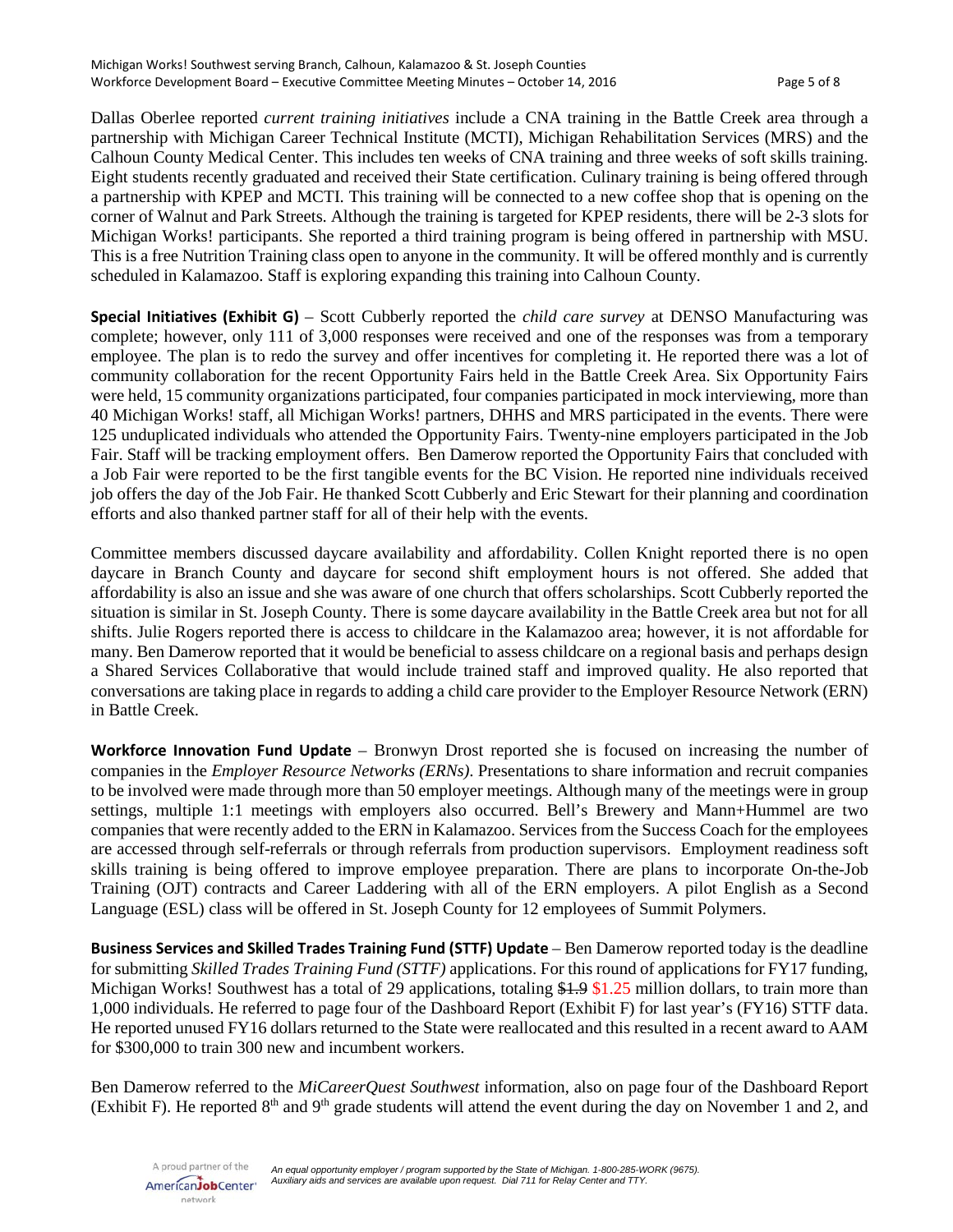Dallas Oberlee reported *current training initiatives* include a CNA training in the Battle Creek area through a partnership with Michigan Career Technical Institute (MCTI), Michigan Rehabilitation Services (MRS) and the Calhoun County Medical Center. This includes ten weeks of CNA training and three weeks of soft skills training. Eight students recently graduated and received their State certification. Culinary training is being offered through a partnership with KPEP and MCTI. This training will be connected to a new coffee shop that is opening on the corner of Walnut and Park Streets. Although the training is targeted for KPEP residents, there will be 2-3 slots for Michigan Works! participants. She reported a third training program is being offered in partnership with MSU. This is a free Nutrition Training class open to anyone in the community. It will be offered monthly and is currently scheduled in Kalamazoo. Staff is exploring expanding this training into Calhoun County.

**Special Initiatives (Exhibit G)** – Scott Cubberly reported the *child care survey* at DENSO Manufacturing was complete; however, only 111 of 3,000 responses were received and one of the responses was from a temporary employee. The plan is to redo the survey and offer incentives for completing it. He reported there was a lot of community collaboration for the recent Opportunity Fairs held in the Battle Creek Area. Six Opportunity Fairs were held, 15 community organizations participated, four companies participated in mock interviewing, more than 40 Michigan Works! staff, all Michigan Works! partners, DHHS and MRS participated in the events. There were 125 unduplicated individuals who attended the Opportunity Fairs. Twenty-nine employers participated in the Job Fair. Staff will be tracking employment offers. Ben Damerow reported the Opportunity Fairs that concluded with a Job Fair were reported to be the first tangible events for the BC Vision. He reported nine individuals received job offers the day of the Job Fair. He thanked Scott Cubberly and Eric Stewart for their planning and coordination efforts and also thanked partner staff for all of their help with the events.

Committee members discussed daycare availability and affordability. Collen Knight reported there is no open daycare in Branch County and daycare for second shift employment hours is not offered. She added that affordability is also an issue and she was aware of one church that offers scholarships. Scott Cubberly reported the situation is similar in St. Joseph County. There is some daycare availability in the Battle Creek area but not for all shifts. Julie Rogers reported there is access to childcare in the Kalamazoo area; however, it is not affordable for many. Ben Damerow reported that it would be beneficial to assess childcare on a regional basis and perhaps design a Shared Services Collaborative that would include trained staff and improved quality. He also reported that conversations are taking place in regards to adding a child care provider to the Employer Resource Network (ERN) in Battle Creek.

**Workforce Innovation Fund Update** – Bronwyn Drost reported she is focused on increasing the number of companies in the *Employer Resource Networks (ERNs)*. Presentations to share information and recruit companies to be involved were made through more than 50 employer meetings. Although many of the meetings were in group settings, multiple 1:1 meetings with employers also occurred. Bell's Brewery and Mann+Hummel are two companies that were recently added to the ERN in Kalamazoo. Services from the Success Coach for the employees are accessed through self-referrals or through referrals from production supervisors. Employment readiness soft skills training is being offered to improve employee preparation. There are plans to incorporate On-the-Job Training (OJT) contracts and Career Laddering with all of the ERN employers. A pilot English as a Second Language (ESL) class will be offered in St. Joseph County for 12 employees of Summit Polymers.

**Business Services and Skilled Trades Training Fund (STTF) Update** – Ben Damerow reported today is the deadline for submitting *Skilled Trades Training Fund (STTF)* applications. For this round of applications for FY17 funding, Michigan Works! Southwest has a total of 29 applications, totaling ~~$1.9~~ $1.25 million dollars, to train more than 1,000 individuals. He referred to page four of the Dashboard Report (Exhibit F) for last year's (FY16) STTF data. He reported unused FY16 dollars returned to the State were reallocated and this resulted in a recent award to AAM for $300,000 to train 300 new and incumbent workers.

Ben Damerow referred to the *MiCareerQuest Southwest* information, also on page four of the Dashboard Report (Exhibit F). He reported 8th and 9th grade students will attend the event during the day on November 1 and 2, and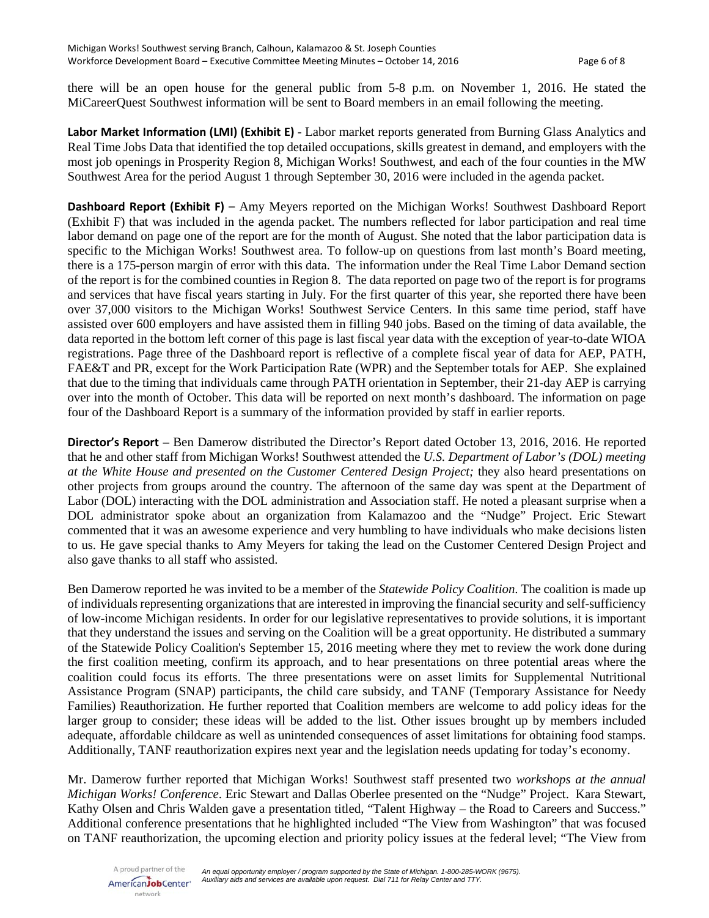there will be an open house for the general public from 5-8 p.m. on November 1, 2016. He stated the MiCareerQuest Southwest information will be sent to Board members in an email following the meeting.

**Labor Market Information (LMI) (Exhibit E)** - Labor market reports generated from Burning Glass Analytics and Real Time Jobs Data that identified the top detailed occupations, skills greatest in demand, and employers with the most job openings in Prosperity Region 8, Michigan Works! Southwest, and each of the four counties in the MW Southwest Area for the period August 1 through September 30, 2016 were included in the agenda packet.

**Dashboard Report (Exhibit F)** – Amy Meyers reported on the Michigan Works! Southwest Dashboard Report (Exhibit F) that was included in the agenda packet. The numbers reflected for labor participation and real time labor demand on page one of the report are for the month of August. She noted that the labor participation data is specific to the Michigan Works! Southwest area. To follow-up on questions from last month's Board meeting, there is a 175-person margin of error with this data. The information under the Real Time Labor Demand section of the report is for the combined counties in Region 8. The data reported on page two of the report is for programs and services that have fiscal years starting in July. For the first quarter of this year, she reported there have been over 37,000 visitors to the Michigan Works! Southwest Service Centers. In this same time period, staff have assisted over 600 employers and have assisted them in filling 940 jobs. Based on the timing of data available, the data reported in the bottom left corner of this page is last fiscal year data with the exception of year-to-date WIOA registrations. Page three of the Dashboard report is reflective of a complete fiscal year of data for AEP, PATH, FAE&T and PR, except for the Work Participation Rate (WPR) and the September totals for AEP. She explained that due to the timing that individuals came through PATH orientation in September, their 21-day AEP is carrying over into the month of October. This data will be reported on next month's dashboard. The information on page four of the Dashboard Report is a summary of the information provided by staff in earlier reports.

**Director's Report** – Ben Damerow distributed the Director's Report dated October 13, 2016, 2016. He reported that he and other staff from Michigan Works! Southwest attended the *U.S. Department of Labor's (DOL) meeting at the White House and presented on the Customer Centered Design Project;* they also heard presentations on other projects from groups around the country. The afternoon of the same day was spent at the Department of Labor (DOL) interacting with the DOL administration and Association staff. He noted a pleasant surprise when a DOL administrator spoke about an organization from Kalamazoo and the "Nudge" Project. Eric Stewart commented that it was an awesome experience and very humbling to have individuals who make decisions listen to us. He gave special thanks to Amy Meyers for taking the lead on the Customer Centered Design Project and also gave thanks to all staff who assisted.

Ben Damerow reported he was invited to be a member of the *Statewide Policy Coalition*. The coalition is made up of individuals representing organizations that are interested in improving the financial security and self-sufficiency of low-income Michigan residents. In order for our legislative representatives to provide solutions, it is important that they understand the issues and serving on the Coalition will be a great opportunity. He distributed a summary of the Statewide Policy Coalition's September 15, 2016 meeting where they met to review the work done during the first coalition meeting, confirm its approach, and to hear presentations on three potential areas where the coalition could focus its efforts. The three presentations were on asset limits for Supplemental Nutritional Assistance Program (SNAP) participants, the child care subsidy, and TANF (Temporary Assistance for Needy Families) Reauthorization. He further reported that Coalition members are welcome to add policy ideas for the larger group to consider; these ideas will be added to the list. Other issues brought up by members included adequate, affordable childcare as well as unintended consequences of asset limitations for obtaining food stamps. Additionally, TANF reauthorization expires next year and the legislation needs updating for today's economy.

Mr. Damerow further reported that Michigan Works! Southwest staff presented two *workshops at the annual Michigan Works! Conference*. Eric Stewart and Dallas Oberlee presented on the "Nudge" Project. Kara Stewart, Kathy Olsen and Chris Walden gave a presentation titled, "Talent Highway – the Road to Careers and Success." Additional conference presentations that he highlighted included "The View from Washington" that was focused on TANF reauthorization, the upcoming election and priority policy issues at the federal level; "The View from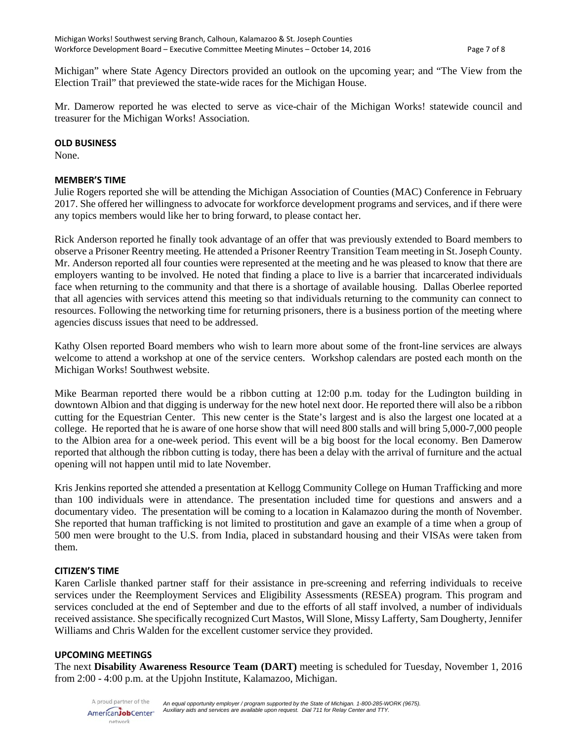Michigan" where State Agency Directors provided an outlook on the upcoming year; and "The View from the Election Trail" that previewed the state-wide races for the Michigan House.

Mr. Damerow reported he was elected to serve as vice-chair of the Michigan Works! statewide council and treasurer for the Michigan Works! Association.

**OLD BUSINESS**

None.

**MEMBER'S TIME**

Julie Rogers reported she will be attending the Michigan Association of Counties (MAC) Conference in February 2017. She offered her willingness to advocate for workforce development programs and services, and if there were any topics members would like her to bring forward, to please contact her.

Rick Anderson reported he finally took advantage of an offer that was previously extended to Board members to observe a Prisoner Reentry meeting. He attended a Prisoner Reentry Transition Team meeting in St. Joseph County. Mr. Anderson reported all four counties were represented at the meeting and he was pleased to know that there are employers wanting to be involved. He noted that finding a place to live is a barrier that incarcerated individuals face when returning to the community and that there is a shortage of available housing. Dallas Oberlee reported that all agencies with services attend this meeting so that individuals returning to the community can connect to resources. Following the networking time for returning prisoners, there is a business portion of the meeting where agencies discuss issues that need to be addressed.

Kathy Olsen reported Board members who wish to learn more about some of the front-line services are always welcome to attend a workshop at one of the service centers. Workshop calendars are posted each month on the Michigan Works! Southwest website.

Mike Bearman reported there would be a ribbon cutting at 12:00 p.m. today for the Ludington building in downtown Albion and that digging is underway for the new hotel next door. He reported there will also be a ribbon cutting for the Equestrian Center. This new center is the State's largest and is also the largest one located at a college. He reported that he is aware of one horse show that will need 800 stalls and will bring 5,000-7,000 people to the Albion area for a one-week period. This event will be a big boost for the local economy. Ben Damerow reported that although the ribbon cutting is today, there has been a delay with the arrival of furniture and the actual opening will not happen until mid to late November.

Kris Jenkins reported she attended a presentation at Kellogg Community College on Human Trafficking and more than 100 individuals were in attendance. The presentation included time for questions and answers and a documentary video. The presentation will be coming to a location in Kalamazoo during the month of November. She reported that human trafficking is not limited to prostitution and gave an example of a time when a group of 500 men were brought to the U.S. from India, placed in substandard housing and their VISAs were taken from them.

**CITIZEN'S TIME**

Karen Carlisle thanked partner staff for their assistance in pre-screening and referring individuals to receive services under the Reemployment Services and Eligibility Assessments (RESEA) program. This program and services concluded at the end of September and due to the efforts of all staff involved, a number of individuals received assistance. She specifically recognized Curt Mastos, Will Slone, Missy Lafferty, Sam Dougherty, Jennifer Williams and Chris Walden for the excellent customer service they provided.

**UPCOMING MEETINGS**

The next **Disability Awareness Resource Team (DART)** meeting is scheduled for Tuesday, November 1, 2016 from 2:00 - 4:00 p.m. at the Upjohn Institute, Kalamazoo, Michigan.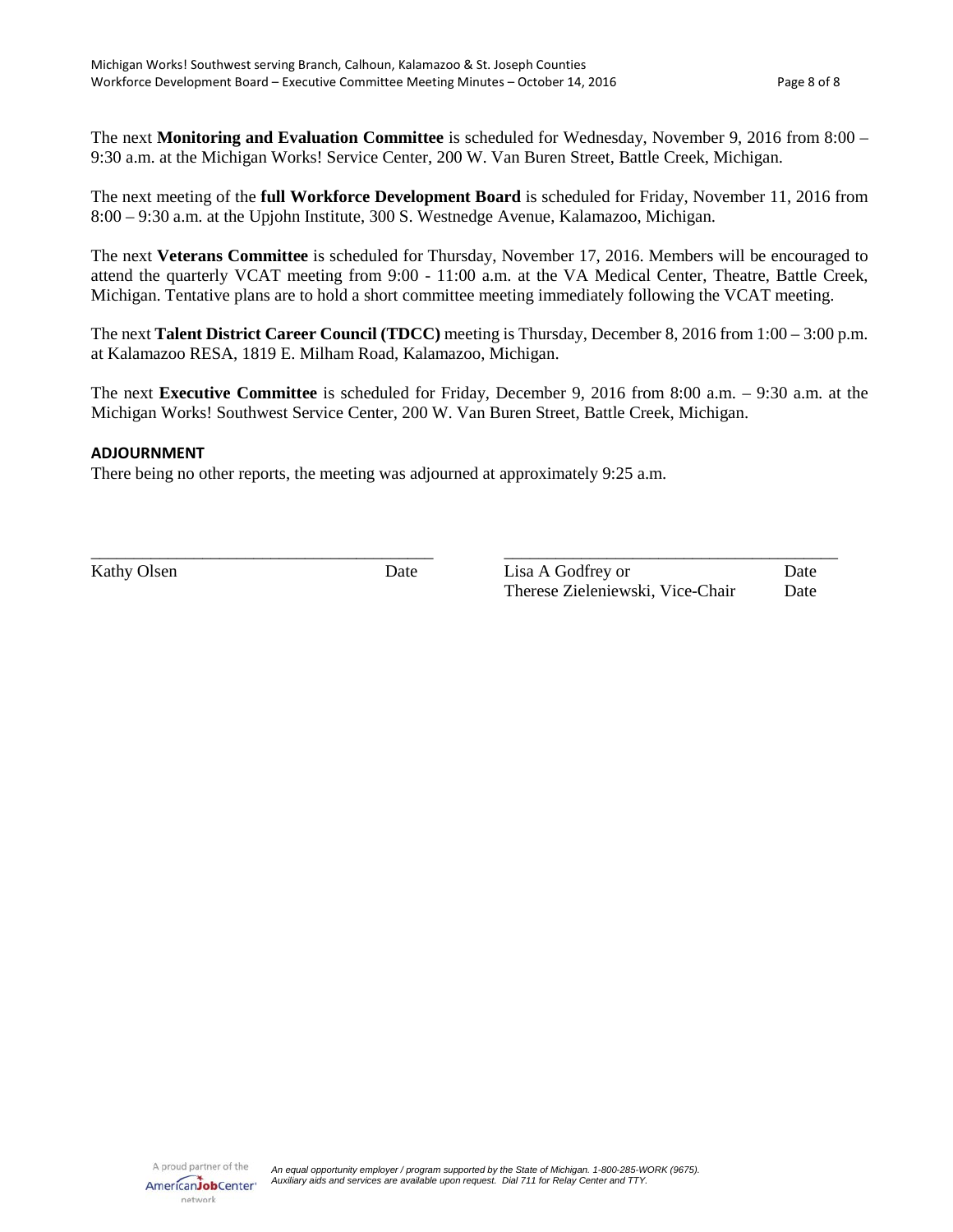The next **Monitoring and Evaluation Committee** is scheduled for Wednesday, November 9, 2016 from 8:00 – 9:30 a.m. at the Michigan Works! Service Center, 200 W. Van Buren Street, Battle Creek, Michigan.

The next meeting of the **full Workforce Development Board** is scheduled for Friday, November 11, 2016 from 8:00 – 9:30 a.m. at the Upjohn Institute, 300 S. Westnedge Avenue, Kalamazoo, Michigan.

The next **Veterans Committee** is scheduled for Thursday, November 17, 2016. Members will be encouraged to attend the quarterly VCAT meeting from 9:00 - 11:00 a.m. at the VA Medical Center, Theatre, Battle Creek, Michigan. Tentative plans are to hold a short committee meeting immediately following the VCAT meeting.

The next **Talent District Career Council (TDCC)** meeting is Thursday, December 8, 2016 from 1:00 – 3:00 p.m. at Kalamazoo RESA, 1819 E. Milham Road, Kalamazoo, Michigan.

The next **Executive Committee** is scheduled for Friday, December 9, 2016 from 8:00 a.m. – 9:30 a.m. at the Michigan Works! Southwest Service Center, 200 W. Van Buren Street, Battle Creek, Michigan.

**ADJOURNMENT**

There being no other reports, the meeting was adjourned at approximately 9:25 a.m.

\_\_\_\_\_\_\_\_\_\_\_\_\_\_\_\_\_\_\_\_\_\_\_\_\_\_\_\_\_\_\_\_\_\_\_\_\_\_\_\_

Kathy Olsen Date

\_\_\_\_\_\_\_\_\_\_\_\_\_\_\_\_\_\_\_\_\_\_\_\_\_\_\_\_\_\_\_\_\_\_\_\_\_\_\_\_

Lisa A Godfrey or Date
Therese Zieleniewski, Vice-Chair Date

A proud partner of the AmericanJobCenter network

*An equal opportunity employer / program supported by the State of Michigan. 1-800-285-WORK (9675). Auxiliary aids and services are available upon request. Dial 711 for Relay Center and TTY.*